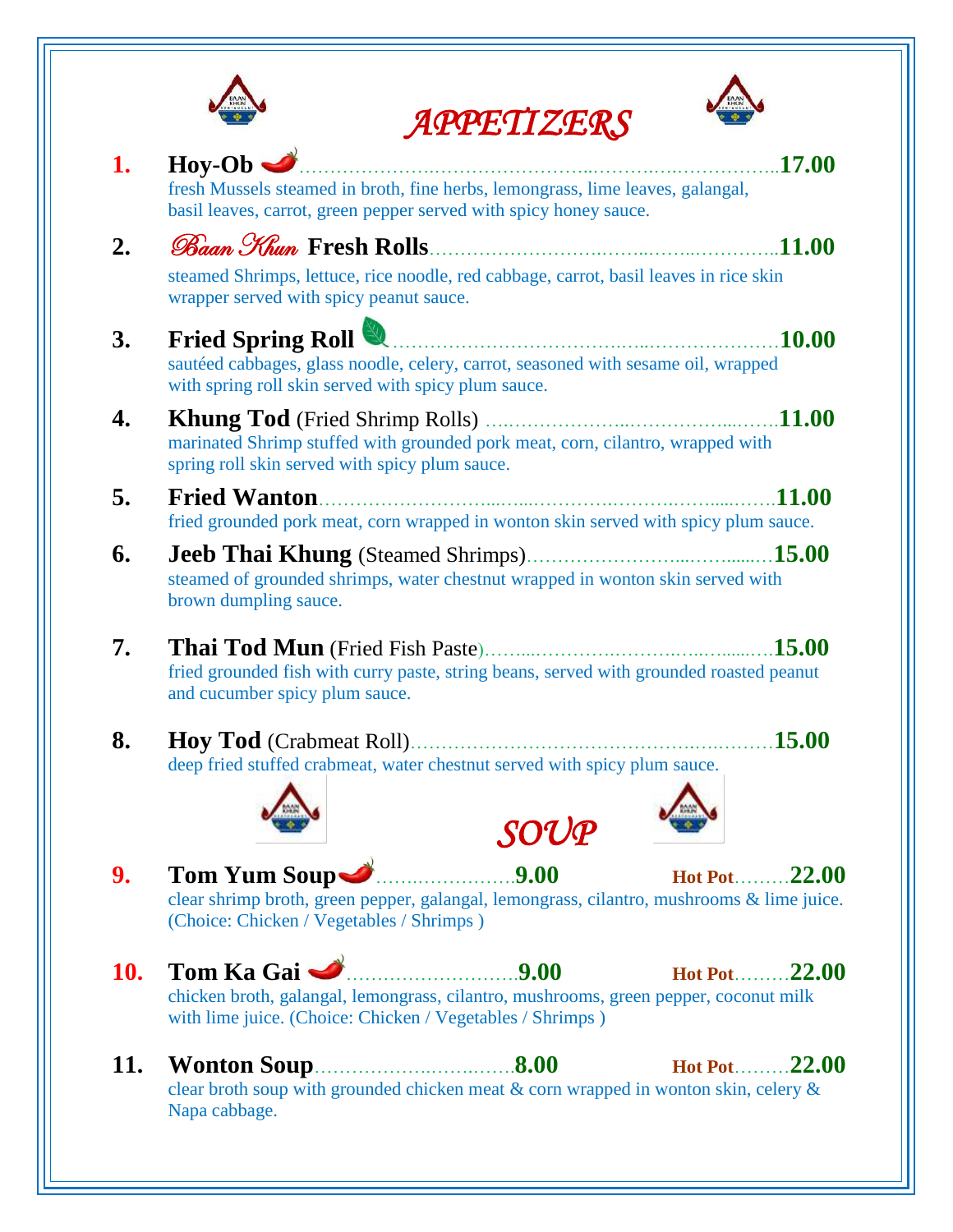# APPETIZERS

1. **Hoy-Ob** …………………………………………………………**17.00**
   fresh Mussels steamed in broth, fine herbs, lemongrass, lime leaves, galangal, basil leaves, carrot, green pepper served with spicy honey sauce.

2. *Baan Khun* **Fresh Rolls**………………………………………**11.00**
   steamed Shrimps, lettuce, rice noodle, red cabbage, carrot, basil leaves in rice skin wrapper served with spicy peanut sauce.

3. **Fried Spring Roll** …………………………………………**10.00**
   sautéed cabbages, glass noodle, celery, carrot, seasoned with sesame oil, wrapped with spring roll skin served with spicy plum sauce.

4. **Khung Tod** (Fried Shrimp Rolls) ……………………………**11.00**
   marinated Shrimp stuffed with grounded pork meat, corn, cilantro, wrapped with spring roll skin served with spicy plum sauce.

5. **Fried Wanton**………………………………………………**11.00**
   fried grounded pork meat, corn wrapped in wonton skin served with spicy plum sauce.

6. **Jeeb Thai Khung** (Steamed Shrimps)……………………**15.00**
   steamed of grounded shrimps, water chestnut wrapped in wonton skin served with brown dumpling sauce.

7. **Thai Tod Mun** (Fried Fish Paste)…………………………**15.00**
   fried grounded fish with curry paste, string beans, served with grounded roasted peanut and cucumber spicy plum sauce.

8. **Hoy Tod** (Crabmeat Roll)…………………………………**15.00**
   deep fried stuffed crabmeat, water chestnut served with spicy plum sauce.

# SOUP

9. **Tom Yum Soup**……………………**9.00** **Hot Pot**………**22.00**
   clear shrimp broth, green pepper, galangal, lemongrass, cilantro, mushrooms & lime juice. (Choice: Chicken / Vegetables / Shrimps )

10. **Tom Ka Gai** ………………………**9.00** **Hot Pot**………**22.00**
    chicken broth, galangal, lemongrass, cilantro, mushrooms, green pepper, coconut milk with lime juice. (Choice: Chicken / Vegetables / Shrimps )

11. **Wonton Soup**……………………**8.00** **Hot Pot**………**22.00**
    clear broth soup with grounded chicken meat & corn wrapped in wonton skin, celery & Napa cabbage.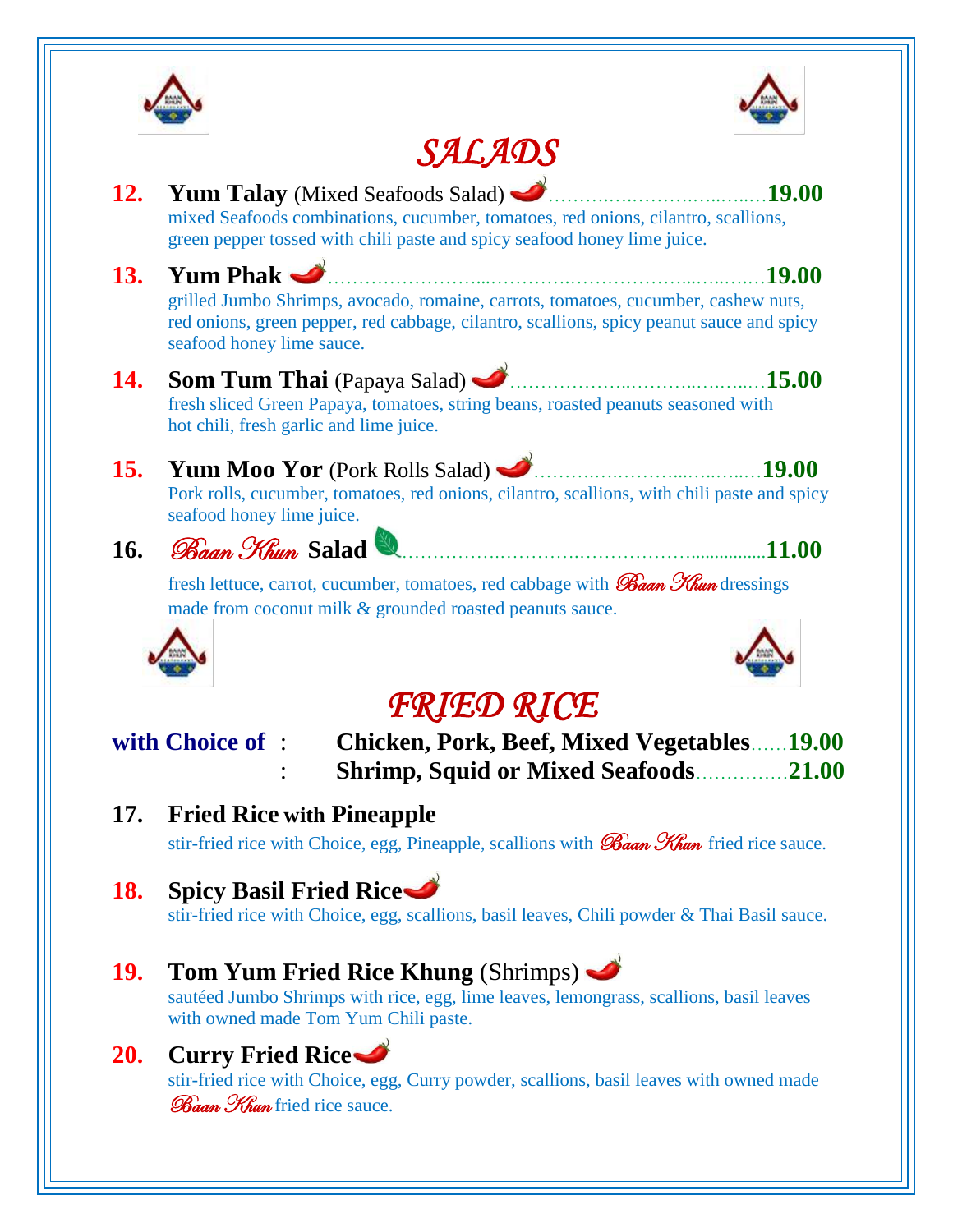# SALADS

**12. Yum Talay** (Mixed Seafoods Salad) ……………………………… **19.00**
mixed Seafoods combinations, cucumber, tomatoes, red onions, cilantro, scallions, green pepper tossed with chili paste and spicy seafood honey lime juice.

**13. Yum Phak** ……………………………………………………… **19.00**
grilled Jumbo Shrimps, avocado, romaine, carrots, tomatoes, cucumber, cashew nuts, red onions, green pepper, red cabbage, cilantro, scallions, spicy peanut sauce and spicy seafood honey lime sauce.

**14. Som Tum Thai** (Papaya Salad) ……………………………… **15.00**
fresh sliced Green Papaya, tomatoes, string beans, roasted peanuts seasoned with hot chili, fresh garlic and lime juice.

**15. Yum Moo Yor** (Pork Rolls Salad) ……………………………… **19.00**
Pork rolls, cucumber, tomatoes, red onions, cilantro, scallions, with chili paste and spicy seafood honey lime juice.

**16. *Baan Khun* Salad** ……………………………………………… **11.00**
fresh lettuce, carrot, cucumber, tomatoes, red cabbage with *Baan Khun* dressings made from coconut milk & grounded roasted peanuts sauce.

# FRIED RICE

**with Choice of** : **Chicken, Pork, Beef, Mixed Vegetables** …… **19.00**
: **Shrimp, Squid or Mixed Seafoods** …………… **21.00**

**17. Fried Rice with Pineapple**
stir-fried rice with Choice, egg, Pineapple, scallions with *Baan Khun* fried rice sauce.

**18. Spicy Basil Fried Rice**
stir-fried rice with Choice, egg, scallions, basil leaves, Chili powder & Thai Basil sauce.

**19. Tom Yum Fried Rice Khung** (Shrimps)
sautéed Jumbo Shrimps with rice, egg, lime leaves, lemongrass, scallions, basil leaves with owned made Tom Yum Chili paste.

**20. Curry Fried Rice**
stir-fried rice with Choice, egg, Curry powder, scallions, basil leaves with owned made *Baan Khun* fried rice sauce.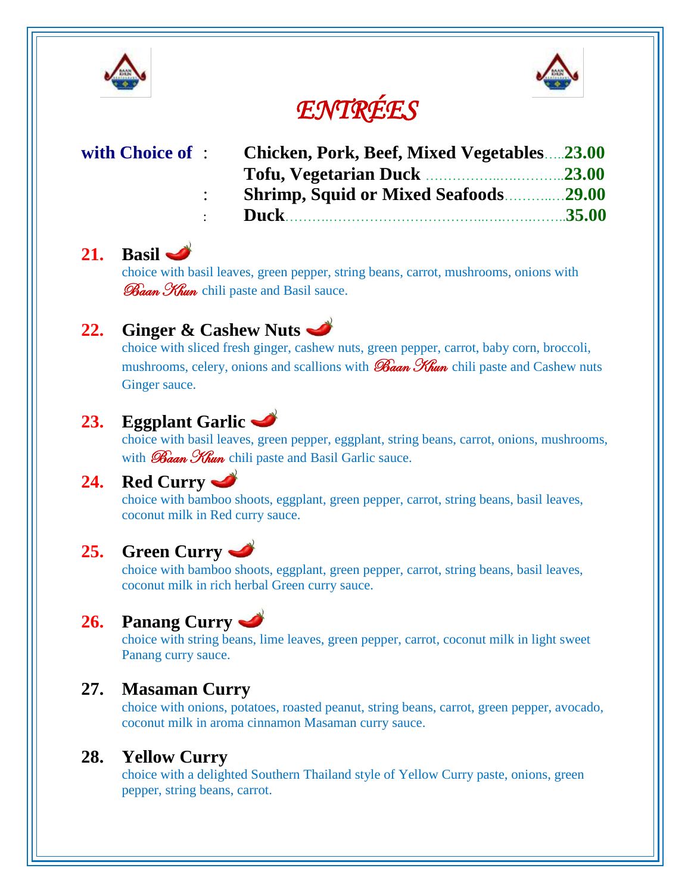# *ENTRÉES*

| with Choice of : | |
|---|---|
| | **Chicken, Pork, Beef, Mixed Vegetables**.....**23.00** |
| | **Tofu, Vegetarian Duck** ..............................**23.00** |
| : | **Shrimp, Squid or Mixed Seafoods**..............**29.00** |
| : | **Duck**..........................................................**35.00** |

### 21. Basil

choice with basil leaves, green pepper, string beans, carrot, mushrooms, onions with *Baan Khun* chili paste and Basil sauce.

### 22. Ginger & Cashew Nuts

choice with sliced fresh ginger, cashew nuts, green pepper, carrot, baby corn, broccoli, mushrooms, celery, onions and scallions with *Baan Khun* chili paste and Cashew nuts Ginger sauce.

### 23. Eggplant Garlic

choice with basil leaves, green pepper, eggplant, string beans, carrot, onions, mushrooms, with *Baan Khun* chili paste and Basil Garlic sauce.

### 24. Red Curry

choice with bamboo shoots, eggplant, green pepper, carrot, string beans, basil leaves, coconut milk in Red curry sauce.

### 25. Green Curry

choice with bamboo shoots, eggplant, green pepper, carrot, string beans, basil leaves, coconut milk in rich herbal Green curry sauce.

### 26. Panang Curry

choice with string beans, lime leaves, green pepper, carrot, coconut milk in light sweet Panang curry sauce.

### 27. Masaman Curry

choice with onions, potatoes, roasted peanut, string beans, carrot, green pepper, avocado, coconut milk in aroma cinnamon Masaman curry sauce.

### 28. Yellow Curry

choice with a delighted Southern Thailand style of Yellow Curry paste, onions, green pepper, string beans, carrot.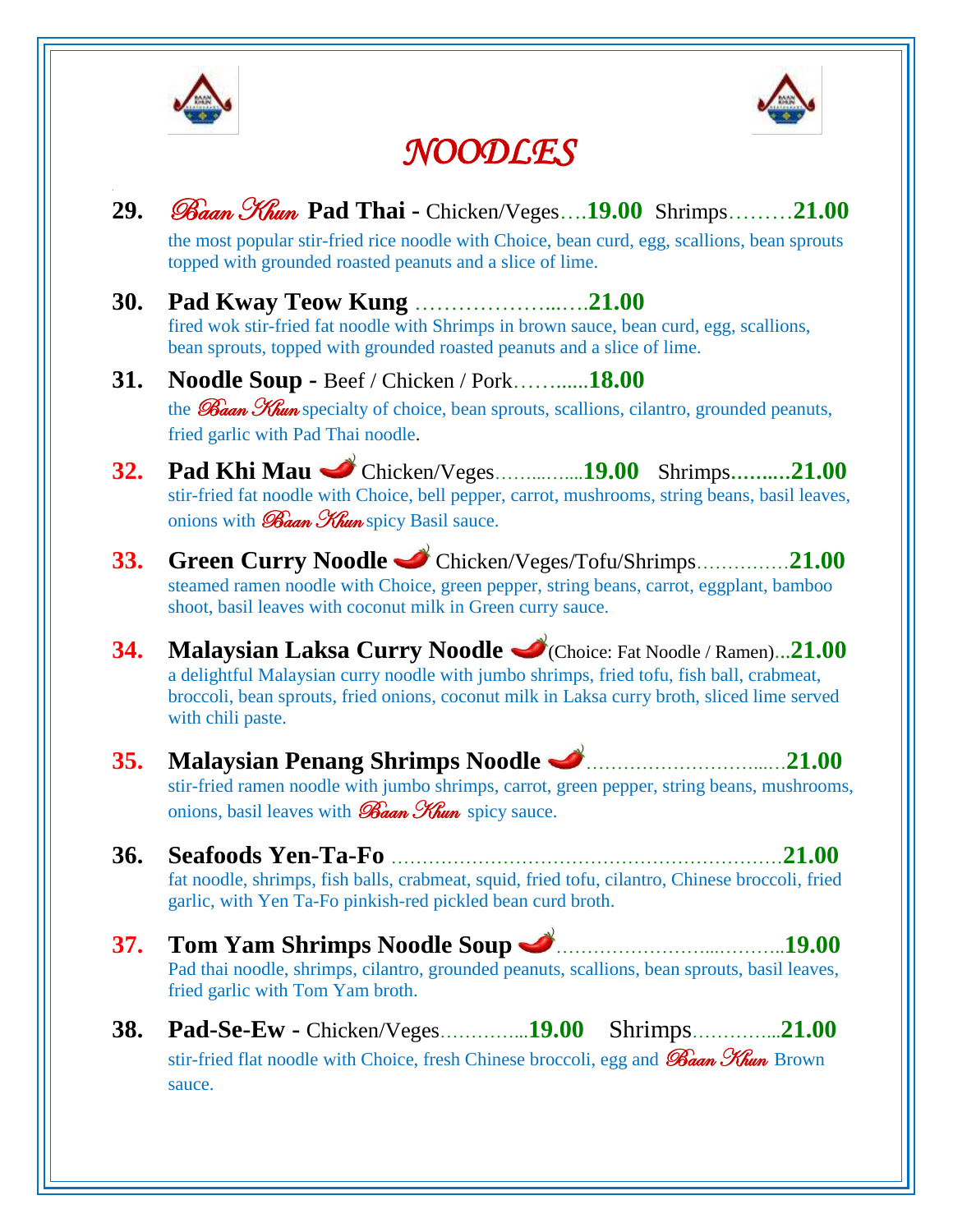# NOODLES

**29. *Baan Khun* Pad Thai -** Chicken/Veges….**19.00** Shrimps………**21.00**
the most popular stir-fried rice noodle with Choice, bean curd, egg, scallions, bean sprouts topped with grounded roasted peanuts and a slice of lime.

**30. Pad Kway Teow Kung** ………………...….**21.00**
fired wok stir-fried fat noodle with Shrimps in brown sauce, bean curd, egg, scallions, bean sprouts, topped with grounded roasted peanuts and a slice of lime.

**31. Noodle Soup -** Beef / Chicken / Pork……......**18.00**
the *Baan Khun* specialty of choice, bean sprouts, scallions, cilantro, grounded peanuts, fried garlic with Pad Thai noodle.

**32. Pad Khi Mau** Chicken/Veges……..…....**19.00** Shrimps**……..21.00**
stir-fried fat noodle with Choice, bell pepper, carrot, mushrooms, string beans, basil leaves, onions with *Baan Khun* spicy Basil sauce.

**33. Green Curry Noodle** Chicken/Veges/Tofu/Shrimps……………**21.00**
steamed ramen noodle with Choice, green pepper, string beans, carrot, eggplant, bamboo shoot, basil leaves with coconut milk in Green curry sauce.

**34. Malaysian Laksa Curry Noodle** (Choice: Fat Noodle / Ramen)...**21.00**
a delightful Malaysian curry noodle with jumbo shrimps, fried tofu, fish ball, crabmeat, broccoli, bean sprouts, fried onions, coconut milk in Laksa curry broth, sliced lime served with chili paste.

**35. Malaysian Penang Shrimps Noodle** ………………………...…**21.00**
stir-fried ramen noodle with jumbo shrimps, carrot, green pepper, string beans, mushrooms, onions, basil leaves with *Baan Khun* spicy sauce.

**36. Seafoods Yen-Ta-Fo** ……………………………………………………**21.00**
fat noodle, shrimps, fish balls, crabmeat, squid, fried tofu, cilantro, Chinese broccoli, fried garlic, with Yen Ta-Fo pinkish-red pickled bean curd broth.

**37. Tom Yam Shrimps Noodle Soup** …………………...……...**19.00**
Pad thai noodle, shrimps, cilantro, grounded peanuts, scallions, bean sprouts, basil leaves, fried garlic with Tom Yam broth.

**38. Pad-Se-Ew -** Chicken/Veges…………...**19.00** Shrimps…………...**21.00**
stir-fried flat noodle with Choice, fresh Chinese broccoli, egg and *Baan Khun* Brown sauce.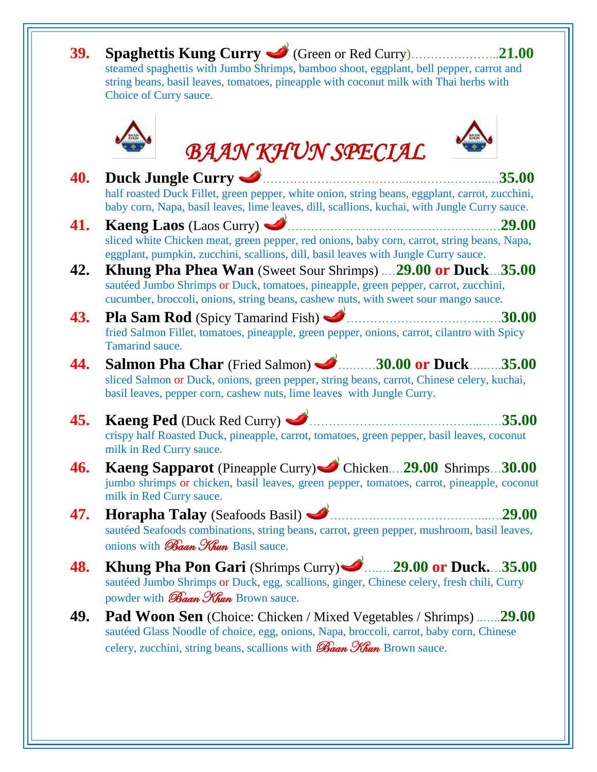**39. Spaghettis Kung Curry** (Green or Red Curry)…………………..**21.00**
steamed spaghettis with Jumbo Shrimps, bamboo shoot, eggplant, bell pepper, carrot and string beans, basil leaves, tomatoes, pineapple with coconut milk with Thai herbs with Choice of Curry sauce.

## *BAAN KHUN SPECIAL*

**40. Duck Jungle Curry** ……………………………………………………**35.00**
half roasted Duck Fillet, green pepper, white onion, string beans, eggplant, carrot, zucchini, baby corn, Napa, basil leaves, lime leaves, dill, scallions, kuchai, with Jungle Curry sauce.

**41. Kaeng Laos** (Laos Curry) ………………………………………………**29.00**
sliced white Chicken meat, green pepper, red onions, baby corn, carrot, string beans, Napa, eggplant, pumpkin, zucchini, scallions, dill, basil leaves with Jungle Curry sauce.

**42. Khung Pha Phea Wan** (Sweet Sour Shrimps) ….**29.00 or Duck**…**35.00**
sautéed Jumbo Shrimps or Duck, tomatoes, pineapple, green pepper, carrot, zucchini, cucumber, broccoli, onions, string beans, cashew nuts, with sweet sour mango sauce.

**43. Pla Sam Rod** (Spicy Tamarind Fish) ………………………………**30.00**
fried Salmon Fillet, tomatoes, pineapple, green pepper, onions, carrot, cilantro with Spicy Tamarind sauce.

**44. Salmon Pha Char** (Fried Salmon) ………**30.00 or Duck**……**35.00**
sliced Salmon or Duck, onions, green pepper, string beans, carrot, Chinese celery, kuchai, basil leaves, pepper corn, cashew nuts, lime leaves with Jungle Curry.

**45. Kaeng Ped** (Duck Red Curry) ……………………………………………**35.00**
crispy half Roasted Duck, pineapple, carrot, tomatoes, green pepper, basil leaves, coconut milk in Red Curry sauce.

**46. Kaeng Sapparot** (Pineapple Curry) Chicken….**29.00** Shrimps…**30.00**
jumbo shrimps or chicken, basil leaves, green pepper, tomatoes, carrot, pineapple, coconut milk in Red Curry sauce.

**47. Horapha Talay** (Seafoods Basil) …………………………………….**29.00**
sautéed Seafoods combinations, string beans, carrot, green pepper, mushroom, basil leaves, onions with *Baan Khun* Basil sauce.

**48. Khung Pha Pon Gari** (Shrimps Curry)……..**29.00 or Duck.**…**35.00**
sautéed Jumbo Shrimps or Duck, egg, scallions, ginger, Chinese celery, fresh chili, Curry powder with *Baan Khun* Brown sauce.

**49. Pad Woon Sen** (Choice: Chicken / Mixed Vegetables / Shrimps) ……**29.00**
sautéed Glass Noodle of choice, egg, onions, Napa, broccoli, carrot, baby corn, Chinese celery, zucchini, string beans, scallions with *Baan Khun* Brown sauce.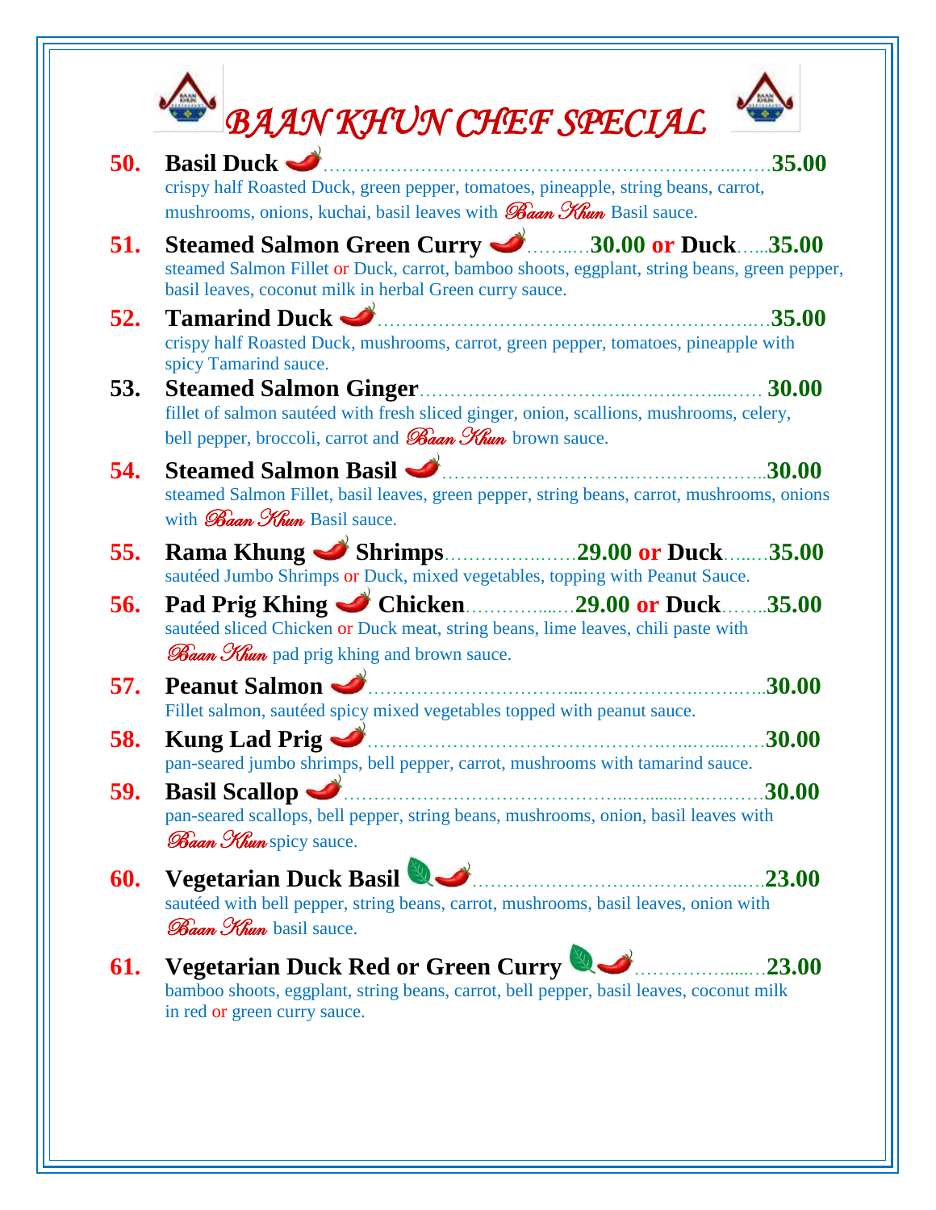# BAAN KHUN CHEF SPECIAL

**50. Basil Duck** ………………………………………………………………**35.00**
crispy half Roasted Duck, green pepper, tomatoes, pineapple, string beans, carrot, mushrooms, onions, kuchai, basil leaves with *Baan Khun* Basil sauce.

**51. Steamed Salmon Green Curry** ……...**30.00 or Duck**…...**35.00**
steamed Salmon Fillet or Duck, carrot, bamboo shoots, eggplant, string beans, green pepper, basil leaves, coconut milk in herbal Green curry sauce.

**52. Tamarind Duck** ………………………………………………………**35.00**
crispy half Roasted Duck, mushrooms, carrot, green pepper, tomatoes, pineapple with spicy Tamarind sauce.

**53. Steamed Salmon Ginger**……………………………………………… **30.00**
fillet of salmon sautéed with fresh sliced ginger, onion, scallions, mushrooms, celery, bell pepper, broccoli, carrot and *Baan Khun* brown sauce.

**54. Steamed Salmon Basil** ………………………………………………..**30.00**
steamed Salmon Fillet, basil leaves, green pepper, string beans, carrot, mushrooms, onions with *Baan Khun* Basil sauce.

**55. Rama Khung Shrimps**………………**29.00 or Duck**…...**35.00**
sautéed Jumbo Shrimps or Duck, mixed vegetables, topping with Peanut Sauce.

**56. Pad Prig Khing Chicken**…………....**29.00 or Duck**…....**35.00**
sautéed sliced Chicken or Duck meat, string beans, lime leaves, chili paste with *Baan Khun* pad prig khing and brown sauce.

**57. Peanut Salmon** ……………………………………………………..**30.00**
Fillet salmon, sautéed spicy mixed vegetables topped with peanut sauce.

**58. Kung Lad Prig** …………………………………………………………**30.00**
pan-seared jumbo shrimps, bell pepper, carrot, mushrooms with tamarind sauce.

**59. Basil Scallop** …………………………………………………………**30.00**
pan-seared scallops, bell pepper, string beans, mushrooms, onion, basil leaves with *Baan Khun* spicy sauce.

**60. Vegetarian Duck Basil** ……………………………………….**23.00**
sautéed with bell pepper, string beans, carrot, mushrooms, basil leaves, onion with *Baan Khun* basil sauce.

**61. Vegetarian Duck Red or Green Curry** ……………...**23.00**
bamboo shoots, eggplant, string beans, carrot, bell pepper, basil leaves, coconut milk in red or green curry sauce.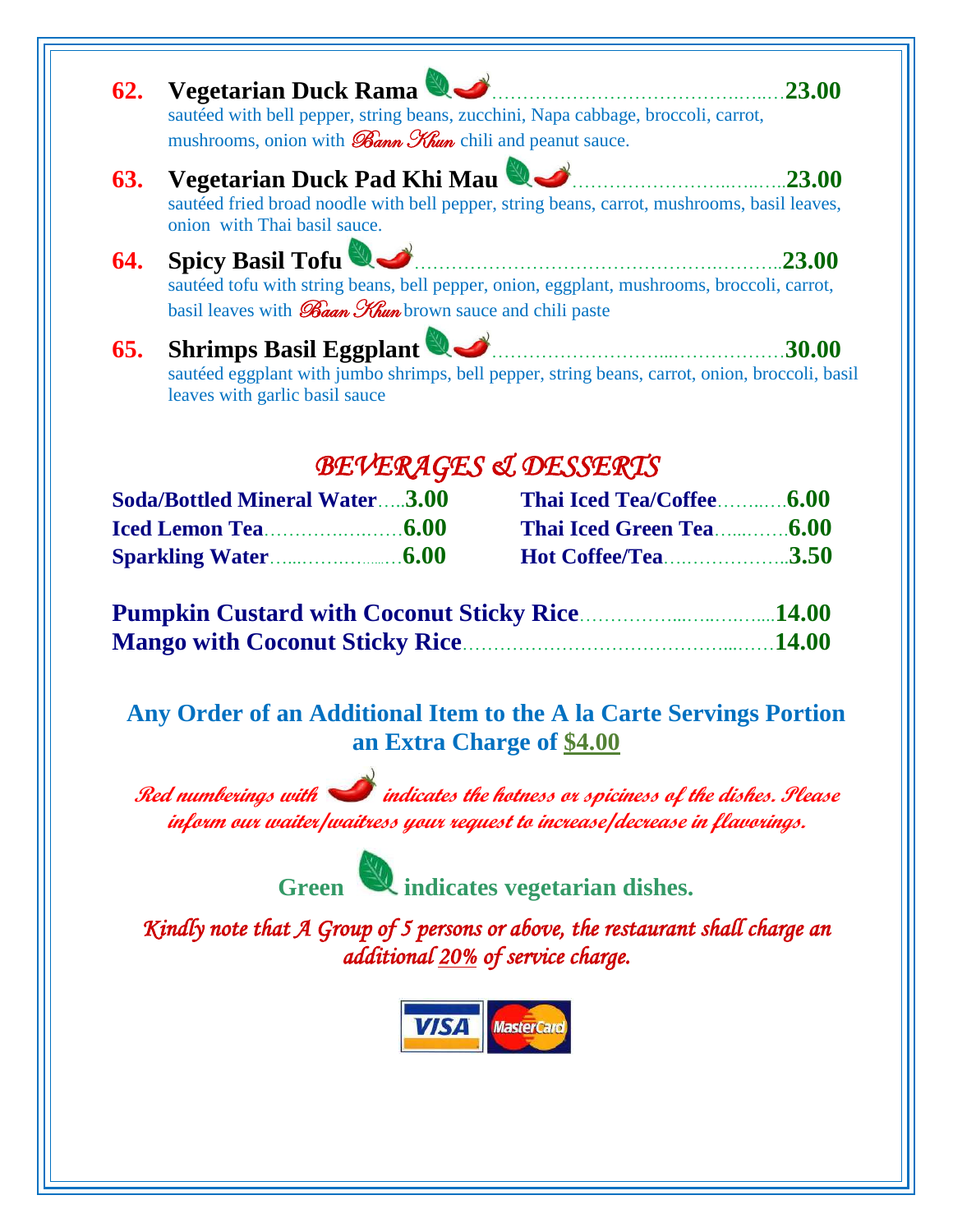**62. Vegetarian Duck Rama** ……………………………………..…23.00
sautéed with bell pepper, string beans, zucchini, Napa cabbage, broccoli, carrot, mushrooms, onion with *Bann Khun* chili and peanut sauce.

**63. Vegetarian Duck Pad Khi Mau** ………………………..…..…..23.00
sautéed fried broad noodle with bell pepper, string beans, carrot, mushrooms, basil leaves, onion with Thai basil sauce.

**64. Spicy Basil Tofu** ……………………………………………..………..23.00
sautéed tofu with string beans, bell pepper, onion, eggplant, mushrooms, broccoli, carrot, basil leaves with *Baan Khun* brown sauce and chili paste

**65. Shrimps Basil Eggplant** ………………………...………………30.00
sautéed eggplant with jumbo shrimps, bell pepper, string beans, carrot, onion, broccoli, basil leaves with garlic basil sauce

## *BEVERAGES & DESSERTS*

| | |
|---|---|
| **Soda/Bottled Mineral Water**…..**3.00** | **Thai Iced Tea/Coffee**……..…**6.00** |
| **Iced Lemon Tea**……………..……**6.00** | **Thai Iced Green Tea**…....……**6.00** |
| **Sparkling Water**…....……..……..…**6.00** | **Hot Coffee/Tea**…..……………..**3.50** |

**Pumpkin Custard with Coconut Sticky Rice**……………...…..……....**14.00**
**Mango with Coconut Sticky Rice**……………………………………....……**14.00**

**Any Order of an Additional Item to the A la Carte Servings Portion an Extra Charge of $4.00**

*Red numberings with [chili] indicates the hotness or spiciness of the dishes. Please inform our waiter/waitress your request to increase/decrease in flavorings.*

**Green [leaf] indicates vegetarian dishes.**

*Kindly note that A Group of 5 persons or above, the restaurant shall charge an additional 20% of service charge.*

VISA MasterCard